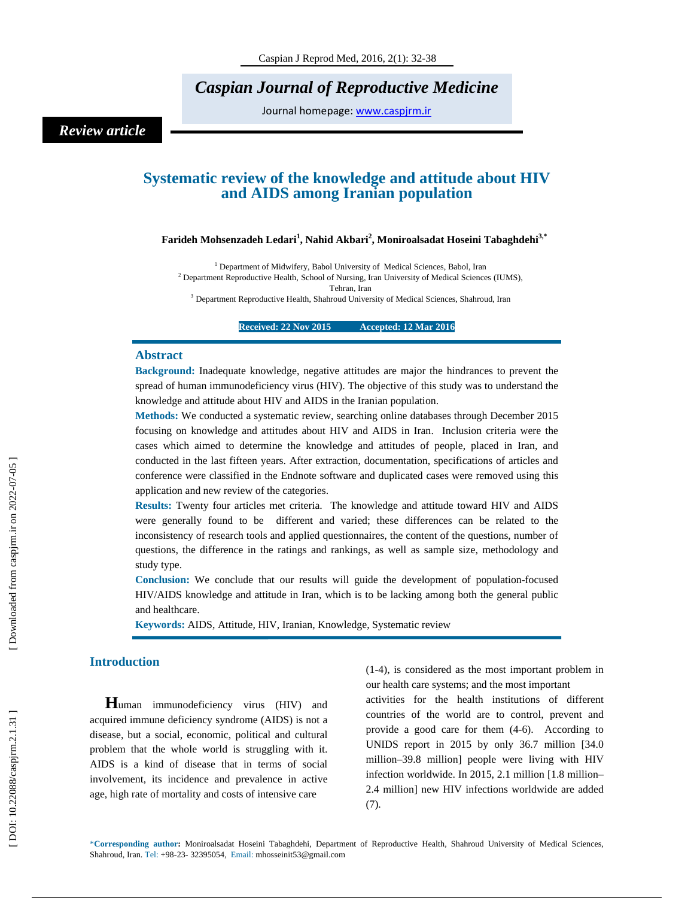*Review article*

# Systematic review of the knowledge and attitude about HIV and AIDS among Iranian population

**Farideh Mohsenzadeh Ledari[1], Nahid Akbari[2], Moniroalsadat Hoseini Tabaghdehi[3,*]**

[1] Department of Midwifery, Babol University of Medical Sciences, Babol, Iran
[2] Department Reproductive Health, School of Nursing, Iran University of Medical Sciences (IUMS), Tehran, Iran
[3] Department Reproductive Health, Shahroud University of Medical Sciences, Shahroud, Iran

**Received: 22 Nov 2015 Accepted: 12 Mar 2016**

## Abstract

**Background:** Inadequate knowledge, negative attitudes are major the hindrances to prevent the spread of human immunodeficiency virus (HIV). The objective of this study was to understand the knowledge and attitude about HIV and AIDS in the Iranian population.

**Methods:** We conducted a systematic review, searching online databases through December 2015 focusing on knowledge and attitudes about HIV and AIDS in Iran. Inclusion criteria were the cases which aimed to determine the knowledge and attitudes of people, placed in Iran, and conducted in the last fifteen years. After extraction, documentation, specifications of articles and conference were classified in the Endnote software and duplicated cases were removed using this application and new review of the categories.

**Results:** Twenty four articles met criteria. The knowledge and attitude toward HIV and AIDS were generally found to be different and varied; these differences can be related to the inconsistency of research tools and applied questionnaires, the content of the questions, number of questions, the difference in the ratings and rankings, as well as sample size, methodology and study type.

**Conclusion:** We conclude that our results will guide the development of population-focused HIV/AIDS knowledge and attitude in Iran, which is to be lacking among both the general public and healthcare.

**Keywords:** AIDS, Attitude, HIV, Iranian, Knowledge, Systematic review

## Introduction

Human immunodeficiency virus (HIV) and acquired immune deficiency syndrome (AIDS) is not a disease, but a social, economic, political and cultural problem that the whole world is struggling with it. AIDS is a kind of disease that in terms of social involvement, its incidence and prevalence in active age, high rate of mortality and costs of intensive care (1-4), is considered as the most important problem in our health care systems; and the most important activities for the health institutions of different countries of the world are to control, prevent and provide a good care for them (4-6). According to UNIDS report in 2015 by only 36.7 million [34.0 million–39.8 million] people were living with HIV infection worldwide. In 2015, 2.1 million [1.8 million–2.4 million] new HIV infections worldwide are added (7).

*Corresponding author: Moniroalsadat Hoseini Tabaghdehi, Department of Reproductive Health, Shahroud University of Medical Sciences, Shahroud, Iran. Tel: +98-23- 32395054, Email: mhosseinit53@gmail.com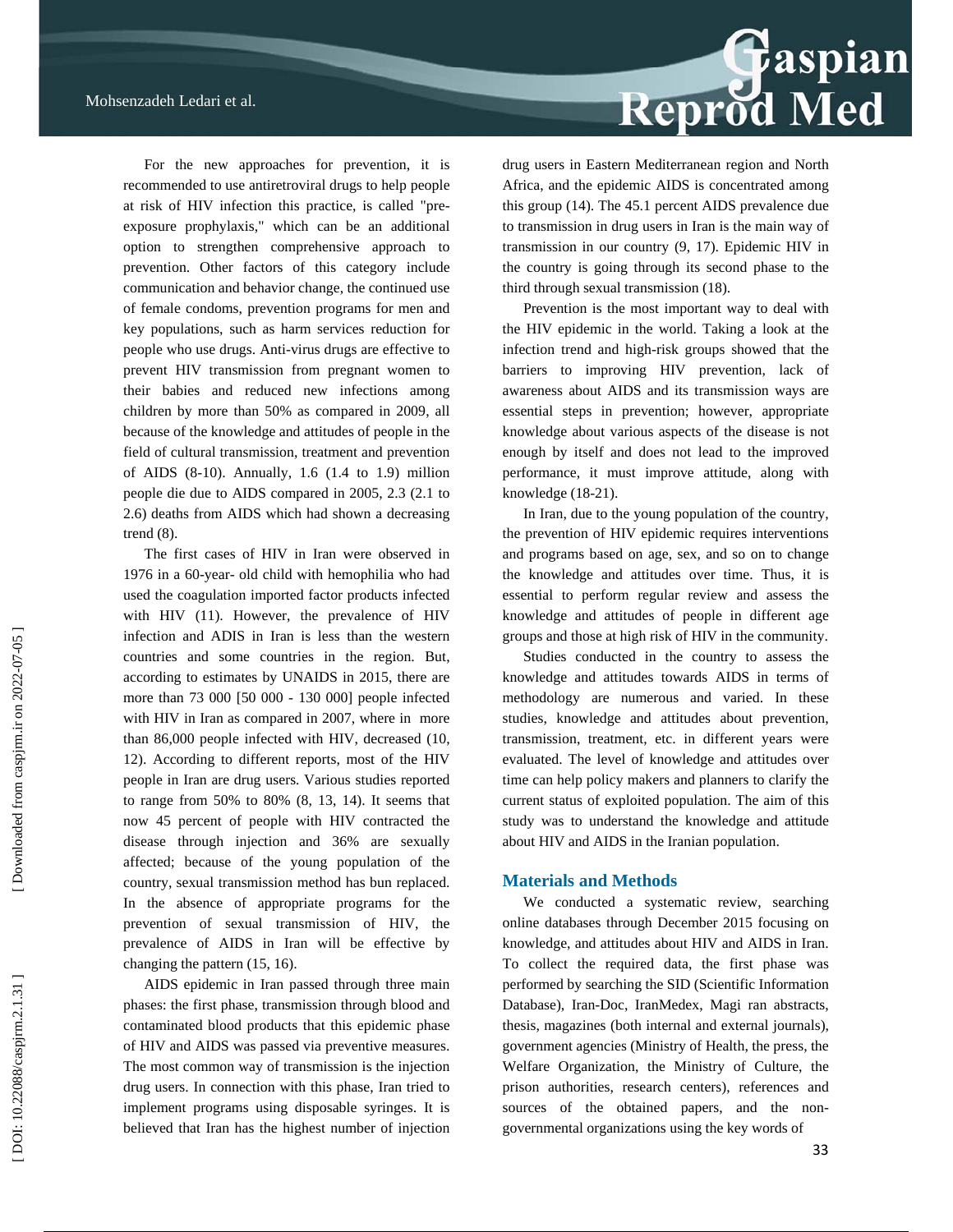For the new approaches for prevention, it is recommended to use antiretroviral drugs to help people at risk of HIV infection this practice, is called "pre-exposure prophylaxis," which can be an additional option to strengthen comprehensive approach to prevention. Other factors of this category include communication and behavior change, the continued use of female condoms, prevention programs for men and key populations, such as harm services reduction for people who use drugs. Anti-virus drugs are effective to prevent HIV transmission from pregnant women to their babies and reduced new infections among children by more than 50% as compared in 2009, all because of the knowledge and attitudes of people in the field of cultural transmission, treatment and prevention of AIDS (8-10). Annually, 1.6 (1.4 to 1.9) million people die due to AIDS compared in 2005, 2.3 (2.1 to 2.6) deaths from AIDS which had shown a decreasing trend (8).

The first cases of HIV in Iran were observed in 1976 in a 60-year- old child with hemophilia who had used the coagulation imported factor products infected with HIV (11). However, the prevalence of HIV infection and ADIS in Iran is less than the western countries and some countries in the region. But, according to estimates by UNAIDS in 2015, there are more than 73 000 [50 000 - 130 000] people infected with HIV in Iran as compared in 2007, where in more than 86,000 people infected with HIV, decreased (10, 12). According to different reports, most of the HIV people in Iran are drug users. Various studies reported to range from 50% to 80% (8, 13, 14). It seems that now 45 percent of people with HIV contracted the disease through injection and 36% are sexually affected; because of the young population of the country, sexual transmission method has bun replaced. In the absence of appropriate programs for the prevention of sexual transmission of HIV, the prevalence of AIDS in Iran will be effective by changing the pattern (15, 16).

AIDS epidemic in Iran passed through three main phases: the first phase, transmission through blood and contaminated blood products that this epidemic phase of HIV and AIDS was passed via preventive measures. The most common way of transmission is the injection drug users. In connection with this phase, Iran tried to implement programs using disposable syringes. It is believed that Iran has the highest number of injection drug users in Eastern Mediterranean region and North Africa, and the epidemic AIDS is concentrated among this group (14). The 45.1 percent AIDS prevalence due to transmission in drug users in Iran is the main way of transmission in our country (9, 17). Epidemic HIV in the country is going through its second phase to the third through sexual transmission (18).

Prevention is the most important way to deal with the HIV epidemic in the world. Taking a look at the infection trend and high-risk groups showed that the barriers to improving HIV prevention, lack of awareness about AIDS and its transmission ways are essential steps in prevention; however, appropriate knowledge about various aspects of the disease is not enough by itself and does not lead to the improved performance, it must improve attitude, along with knowledge (18-21).

In Iran, due to the young population of the country, the prevention of HIV epidemic requires interventions and programs based on age, sex, and so on to change the knowledge and attitudes over time. Thus, it is essential to perform regular review and assess the knowledge and attitudes of people in different age groups and those at high risk of HIV in the community.

Studies conducted in the country to assess the knowledge and attitudes towards AIDS in terms of methodology are numerous and varied. In these studies, knowledge and attitudes about prevention, transmission, treatment, etc. in different years were evaluated. The level of knowledge and attitudes over time can help policy makers and planners to clarify the current status of exploited population. The aim of this study was to understand the knowledge and attitude about HIV and AIDS in the Iranian population.

## Materials and Methods

We conducted a systematic review, searching online databases through December 2015 focusing on knowledge, and attitudes about HIV and AIDS in Iran. To collect the required data, the first phase was performed by searching the SID (Scientific Information Database), Iran-Doc, IranMedex, Magi ran abstracts, thesis, magazines (both internal and external journals), government agencies (Ministry of Health, the press, the Welfare Organization, the Ministry of Culture, the prison authorities, research centers), references and sources of the obtained papers, and the non-governmental organizations using the key words of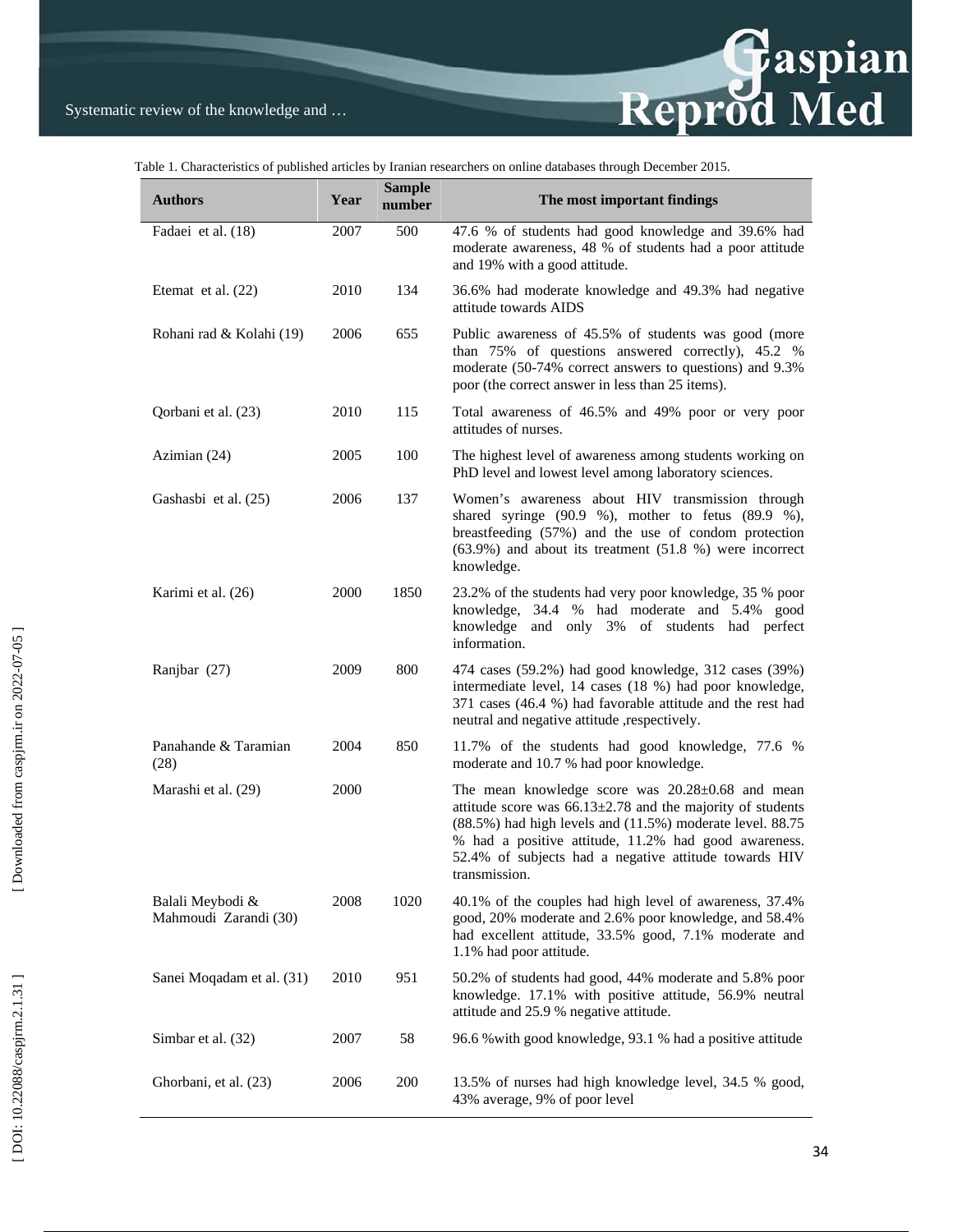Table 1. Characteristics of published articles by Iranian researchers on online databases through December 2015.

| Authors | Year | Sample number | The most important findings |
|---|---|---|---|
| Fadaei et al. (18) | 2007 | 500 | 47.6 % of students had good knowledge and 39.6% had moderate awareness, 48 % of students had a poor attitude and 19% with a good attitude. |
| Etemat et al. (22) | 2010 | 134 | 36.6% had moderate knowledge and 49.3% had negative attitude towards AIDS |
| Rohani rad & Kolahi (19) | 2006 | 655 | Public awareness of 45.5% of students was good (more than 75% of questions answered correctly), 45.2 % moderate (50-74% correct answers to questions) and 9.3% poor (the correct answer in less than 25 items). |
| Qorbani et al. (23) | 2010 | 115 | Total awareness of 46.5% and 49% poor or very poor attitudes of nurses. |
| Azimian (24) | 2005 | 100 | The highest level of awareness among students working on PhD level and lowest level among laboratory sciences. |
| Gashasbi et al. (25) | 2006 | 137 | Women's awareness about HIV transmission through shared syringe (90.9 %), mother to fetus (89.9 %), breastfeeding (57%) and the use of condom protection (63.9%) and about its treatment (51.8 %) were incorrect knowledge. |
| Karimi et al. (26) | 2000 | 1850 | 23.2% of the students had very poor knowledge, 35 % poor knowledge, 34.4 % had moderate and 5.4% good knowledge and only 3% of students had perfect information. |
| Ranjbar (27) | 2009 | 800 | 474 cases (59.2%) had good knowledge, 312 cases (39%) intermediate level, 14 cases (18 %) had poor knowledge, 371 cases (46.4 %) had favorable attitude and the rest had neutral and negative attitude ,respectively. |
| Panahande & Taramian (28) | 2004 | 850 | 11.7% of the students had good knowledge, 77.6 % moderate and 10.7 % had poor knowledge. |
| Marashi et al. (29) | 2000 | | The mean knowledge score was 20.28±0.68 and mean attitude score was 66.13±2.78 and the majority of students (88.5%) had high levels and (11.5%) moderate level. 88.75 % had a positive attitude, 11.2% had good awareness. 52.4% of subjects had a negative attitude towards HIV transmission. |
| Balali Meybodi & Mahmoudi Zarandi (30) | 2008 | 1020 | 40.1% of the couples had high level of awareness, 37.4% good, 20% moderate and 2.6% poor knowledge, and 58.4% had excellent attitude, 33.5% good, 7.1% moderate and 1.1% had poor attitude. |
| Sanei Moqadam et al. (31) | 2010 | 951 | 50.2% of students had good, 44% moderate and 5.8% poor knowledge. 17.1% with positive attitude, 56.9% neutral attitude and 25.9 % negative attitude. |
| Simbar et al. (32) | 2007 | 58 | 96.6 %with good knowledge, 93.1 % had a positive attitude |
| Ghorbani, et al. (23) | 2006 | 200 | 13.5% of nurses had high knowledge level, 34.5 % good, 43% average, 9% of poor level |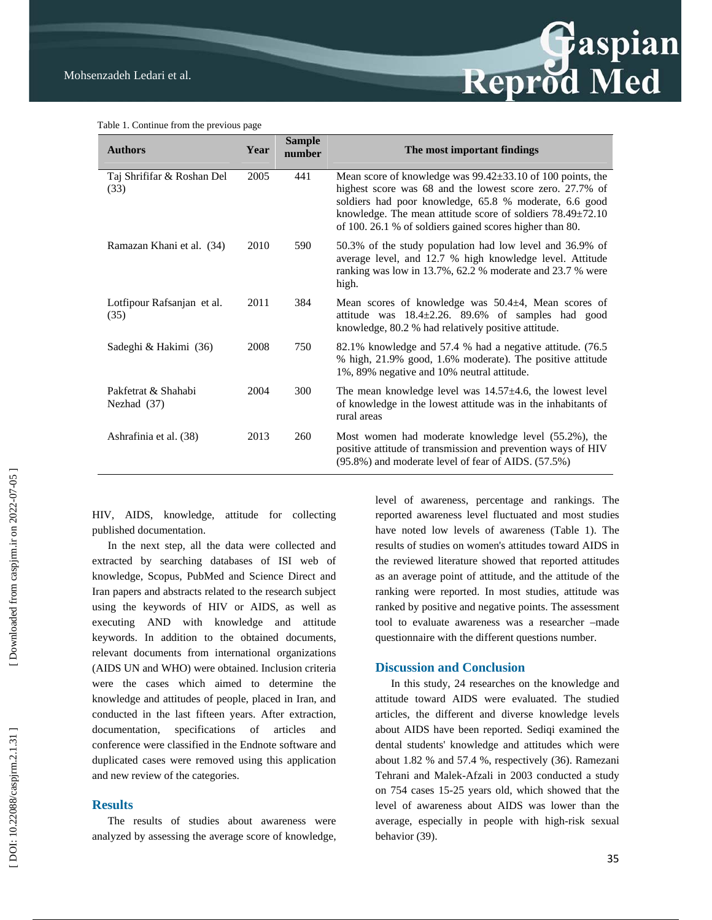Table 1. Continue from the previous page

| Authors | Year | Sample number | The most important findings |
|---|---|---|---|
| Taj Shrififar & Roshan Del (33) | 2005 | 441 | Mean score of knowledge was 99.42±33.10 of 100 points, the highest score was 68 and the lowest score zero. 27.7% of soldiers had poor knowledge, 65.8 % moderate, 6.6 good knowledge. The mean attitude score of soldiers 78.49±72.10 of 100. 26.1 % of soldiers gained scores higher than 80. |
| Ramazan Khani et al. (34) | 2010 | 590 | 50.3% of the study population had low level and 36.9% of average level, and 12.7 % high knowledge level. Attitude ranking was low in 13.7%, 62.2 % moderate and 23.7 % were high. |
| Lotfipour Rafsanjan et al. (35) | 2011 | 384 | Mean scores of knowledge was 50.4±4, Mean scores of attitude was 18.4±2.26. 89.6% of samples had good knowledge, 80.2 % had relatively positive attitude. |
| Sadeghi & Hakimi (36) | 2008 | 750 | 82.1% knowledge and 57.4 % had a negative attitude. (76.5 % high, 21.9% good, 1.6% moderate). The positive attitude 1%, 89% negative and 10% neutral attitude. |
| Pakfetrat & Shahabi Nezhad (37) | 2004 | 300 | The mean knowledge level was 14.57±4.6, the lowest level of knowledge in the lowest attitude was in the inhabitants of rural areas |
| Ashrafinia et al. (38) | 2013 | 260 | Most women had moderate knowledge level (55.2%), the positive attitude of transmission and prevention ways of HIV (95.8%) and moderate level of fear of AIDS. (57.5%) |

HIV, AIDS, knowledge, attitude for collecting published documentation.

In the next step, all the data were collected and extracted by searching databases of ISI web of knowledge, Scopus, PubMed and Science Direct and Iran papers and abstracts related to the research subject using the keywords of HIV or AIDS, as well as executing AND with knowledge and attitude keywords. In addition to the obtained documents, relevant documents from international organizations (AIDS UN and WHO) were obtained. Inclusion criteria were the cases which aimed to determine the knowledge and attitudes of people, placed in Iran, and conducted in the last fifteen years. After extraction, documentation, specifications of articles and conference were classified in the Endnote software and duplicated cases were removed using this application and new review of the categories.

## Results

The results of studies about awareness were analyzed by assessing the average score of knowledge, level of awareness, percentage and rankings. The reported awareness level fluctuated and most studies have noted low levels of awareness (Table 1). The results of studies on women's attitudes toward AIDS in the reviewed literature showed that reported attitudes as an average point of attitude, and the attitude of the ranking were reported. In most studies, attitude was ranked by positive and negative points. The assessment tool to evaluate awareness was a researcher –made questionnaire with the different questions number.

## Discussion and Conclusion

In this study, 24 researches on the knowledge and attitude toward AIDS were evaluated. The studied articles, the different and diverse knowledge levels about AIDS have been reported. Sediqi examined the dental students' knowledge and attitudes which were about 1.82 % and 57.4 %, respectively (36). Ramezani Tehrani and Malek-Afzali in 2003 conducted a study on 754 cases 15-25 years old, which showed that the level of awareness about AIDS was lower than the average, especially in people with high-risk sexual behavior (39).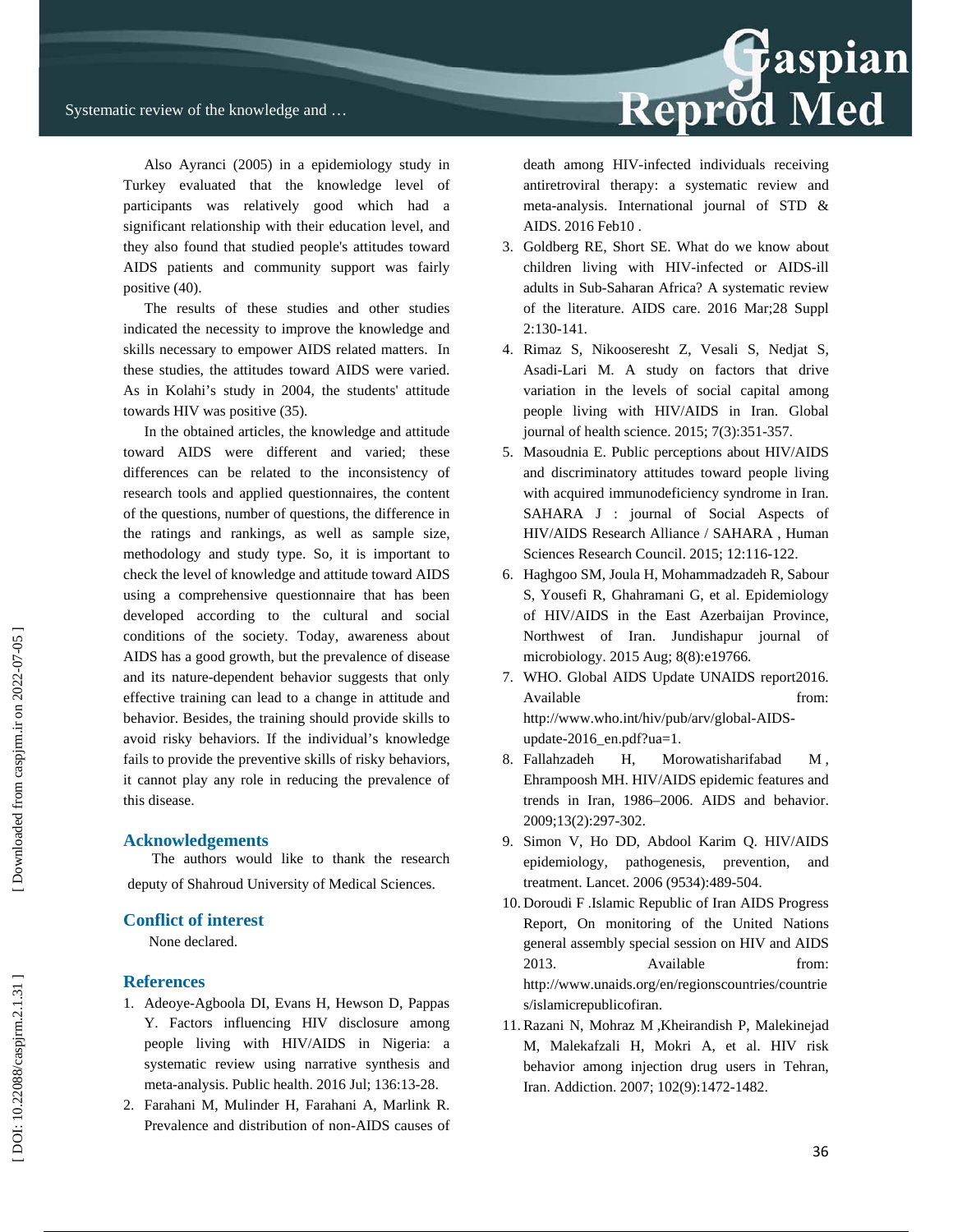Also Ayranci (2005) in a epidemiology study in Turkey evaluated that the knowledge level of participants was relatively good which had a significant relationship with their education level, and they also found that studied people's attitudes toward AIDS patients and community support was fairly positive (40).

The results of these studies and other studies indicated the necessity to improve the knowledge and skills necessary to empower AIDS related matters. In these studies, the attitudes toward AIDS were varied. As in Kolahi's study in 2004, the students' attitude towards HIV was positive (35).

In the obtained articles, the knowledge and attitude toward AIDS were different and varied; these differences can be related to the inconsistency of research tools and applied questionnaires, the content of the questions, number of questions, the difference in the ratings and rankings, as well as sample size, methodology and study type. So, it is important to check the level of knowledge and attitude toward AIDS using a comprehensive questionnaire that has been developed according to the cultural and social conditions of the society. Today, awareness about AIDS has a good growth, but the prevalence of disease and its nature-dependent behavior suggests that only effective training can lead to a change in attitude and behavior. Besides, the training should provide skills to avoid risky behaviors. If the individual's knowledge fails to provide the preventive skills of risky behaviors, it cannot play any role in reducing the prevalence of this disease.

## Acknowledgements

The authors would like to thank the research deputy of Shahroud University of Medical Sciences.

## Conflict of interest

None declared.

## References

1. Adeoye-Agboola DI, Evans H, Hewson D, Pappas Y. Factors influencing HIV disclosure among people living with HIV/AIDS in Nigeria: a systematic review using narrative synthesis and meta-analysis. Public health. 2016 Jul; 136:13-28.
2. Farahani M, Mulinder H, Farahani A, Marlink R. Prevalence and distribution of non-AIDS causes of death among HIV-infected individuals receiving antiretroviral therapy: a systematic review and meta-analysis. International journal of STD & AIDS. 2016 Feb10 .
3. Goldberg RE, Short SE. What do we know about children living with HIV-infected or AIDS-ill adults in Sub-Saharan Africa? A systematic review of the literature. AIDS care. 2016 Mar;28 Suppl 2:130-141.
4. Rimaz S, Nikooseresht Z, Vesali S, Nedjat S, Asadi-Lari M. A study on factors that drive variation in the levels of social capital among people living with HIV/AIDS in Iran. Global journal of health science. 2015; 7(3):351-357.
5. Masoudnia E. Public perceptions about HIV/AIDS and discriminatory attitudes toward people living with acquired immunodeficiency syndrome in Iran. SAHARA J : journal of Social Aspects of HIV/AIDS Research Alliance / SAHARA , Human Sciences Research Council. 2015; 12:116-122.
6. Haghgoo SM, Joula H, Mohammadzadeh R, Sabour S, Yousefi R, Ghahramani G, et al. Epidemiology of HIV/AIDS in the East Azerbaijan Province, Northwest of Iran. Jundishapur journal of microbiology. 2015 Aug; 8(8):e19766.
7. WHO. Global AIDS Update UNAIDS report2016. Available from: http://www.who.int/hiv/pub/arv/global-AIDS-update-2016_en.pdf?ua=1.
8. Fallahzadeh H, Morowatisharifabad M , Ehrampoosh MH. HIV/AIDS epidemic features and trends in Iran, 1986–2006. AIDS and behavior. 2009;13(2):297-302.
9. Simon V, Ho DD, Abdool Karim Q. HIV/AIDS epidemiology, pathogenesis, prevention, and treatment. Lancet. 2006 (9534):489-504.
10. Doroudi F .Islamic Republic of Iran AIDS Progress Report, On monitoring of the United Nations general assembly special session on HIV and AIDS 2013. Available from: http://www.unaids.org/en/regionscountries/countries/islamicrepublicofiran.
11. Razani N, Mohraz M ,Kheirandish P, Malekinejad M, Malekafzali H, Mokri A, et al. HIV risk behavior among injection drug users in Tehran, Iran. Addiction. 2007; 102(9):1472-1482.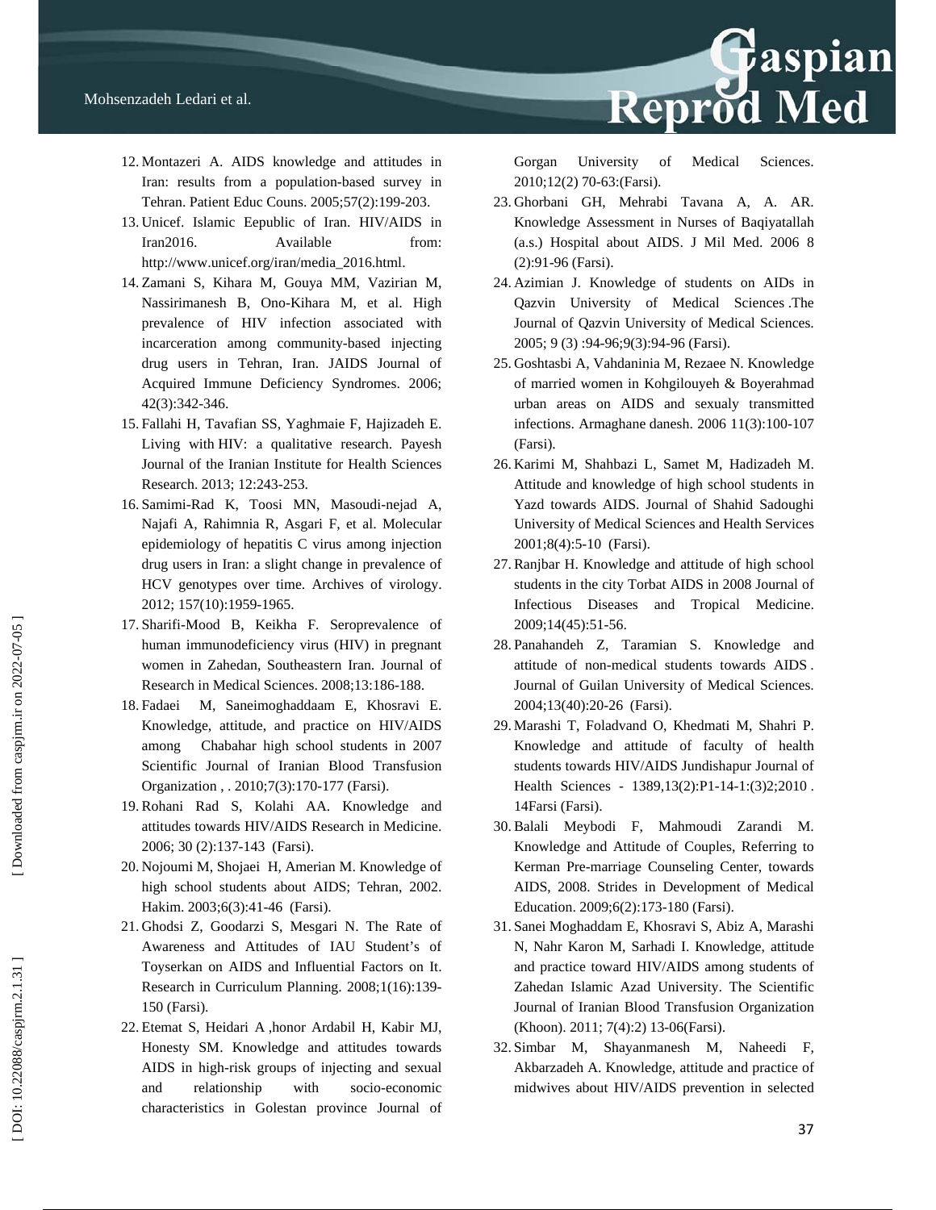12. Montazeri A. AIDS knowledge and attitudes in Iran: results from a population-based survey in Tehran. Patient Educ Couns. 2005;57(2):199-203.
13. Unicef. Islamic Eepublic of Iran. HIV/AIDS in Iran2016. Available from: http://www.unicef.org/iran/media_2016.html.
14. Zamani S, Kihara M, Gouya MM, Vazirian M, Nassirimanesh B, Ono-Kihara M, et al. High prevalence of HIV infection associated with incarceration among community-based injecting drug users in Tehran, Iran. JAIDS Journal of Acquired Immune Deficiency Syndromes. 2006; 42(3):342-346.
15. Fallahi H, Tavafian SS, Yaghmaie F, Hajizadeh E. Living with HIV: a qualitative research. Payesh Journal of the Iranian Institute for Health Sciences Research. 2013; 12:243-253.
16. Samimi-Rad K, Toosi MN, Masoudi-nejad A, Najafi A, Rahimnia R, Asgari F, et al. Molecular epidemiology of hepatitis C virus among injection drug users in Iran: a slight change in prevalence of HCV genotypes over time. Archives of virology. 2012; 157(10):1959-1965.
17. Sharifi-Mood B, Keikha F. Seroprevalence of human immunodeficiency virus (HIV) in pregnant women in Zahedan, Southeastern Iran. Journal of Research in Medical Sciences. 2008;13:186-188.
18. Fadaei M, Saneimoghaddaam E, Khosravi E. Knowledge, attitude, and practice on HIV/AIDS among Chabahar high school students in 2007 Scientific Journal of Iranian Blood Transfusion Organization , . 2010;7(3):170-177 (Farsi).
19. Rohani Rad S, Kolahi AA. Knowledge and attitudes towards HIV/AIDS Research in Medicine. 2006; 30 (2):137-143 (Farsi).
20. Nojoumi M, Shojaei H, Amerian M. Knowledge of high school students about AIDS; Tehran, 2002. Hakim. 2003;6(3):41-46 (Farsi).
21. Ghodsi Z, Goodarzi S, Mesgari N. The Rate of Awareness and Attitudes of IAU Student's of Toyserkan on AIDS and Influential Factors on It. Research in Curriculum Planning. 2008;1(16):139-150 (Farsi).
22. Etemat S, Heidari A ,honor Ardabil H, Kabir MJ, Honesty SM. Knowledge and attitudes towards AIDS in high-risk groups of injecting and sexual and relationship with socio-economic characteristics in Golestan province Journal of Gorgan University of Medical Sciences. 2010;12(2) 70-63:(Farsi).
23. Ghorbani GH, Mehrabi Tavana A, A. AR. Knowledge Assessment in Nurses of Baqiyatallah (a.s.) Hospital about AIDS. J Mil Med. 2006 8 (2):91-96 (Farsi).
24. Azimian J. Knowledge of students on AIDs in Qazvin University of Medical Sciences .The Journal of Qazvin University of Medical Sciences. 2005; 9 (3) :94-96;9(3):94-96 (Farsi).
25. Goshtasbi A, Vahdaninia M, Rezaee N. Knowledge of married women in Kohgilouyeh & Boyerahmad urban areas on AIDS and sexualy transmitted infections. Armaghane danesh. 2006 11(3):100-107 (Farsi).
26. Karimi M, Shahbazi L, Samet M, Hadizadeh M. Attitude and knowledge of high school students in Yazd towards AIDS. Journal of Shahid Sadoughi University of Medical Sciences and Health Services 2001;8(4):5-10 (Farsi).
27. Ranjbar H. Knowledge and attitude of high school students in the city Torbat AIDS in 2008 Journal of Infectious Diseases and Tropical Medicine. 2009;14(45):51-56.
28. Panahandeh Z, Taramian S. Knowledge and attitude of non-medical students towards AIDS . Journal of Guilan University of Medical Sciences. 2004;13(40):20-26 (Farsi).
29. Marashi T, Foladvand O, Khedmati M, Shahri P. Knowledge and attitude of faculty of health students towards HIV/AIDS Jundishapur Journal of Health Sciences - 1389,13(2):P1-14-1:(3)2;2010 . 14Farsi (Farsi).
30. Balali Meybodi F, Mahmoudi Zarandi M. Knowledge and Attitude of Couples, Referring to Kerman Pre-marriage Counseling Center, towards AIDS, 2008. Strides in Development of Medical Education. 2009;6(2):173-180 (Farsi).
31. Sanei Moghaddam E, Khosravi S, Abiz A, Marashi N, Nahr Karon M, Sarhadi I. Knowledge, attitude and practice toward HIV/AIDS among students of Zahedan Islamic Azad University. The Scientific Journal of Iranian Blood Transfusion Organization (Khoon). 2011; 7(4):2) 13-06(Farsi).
32. Simbar M, Shayanmanesh M, Naheedi F, Akbarzadeh A. Knowledge, attitude and practice of midwives about HIV/AIDS prevention in selected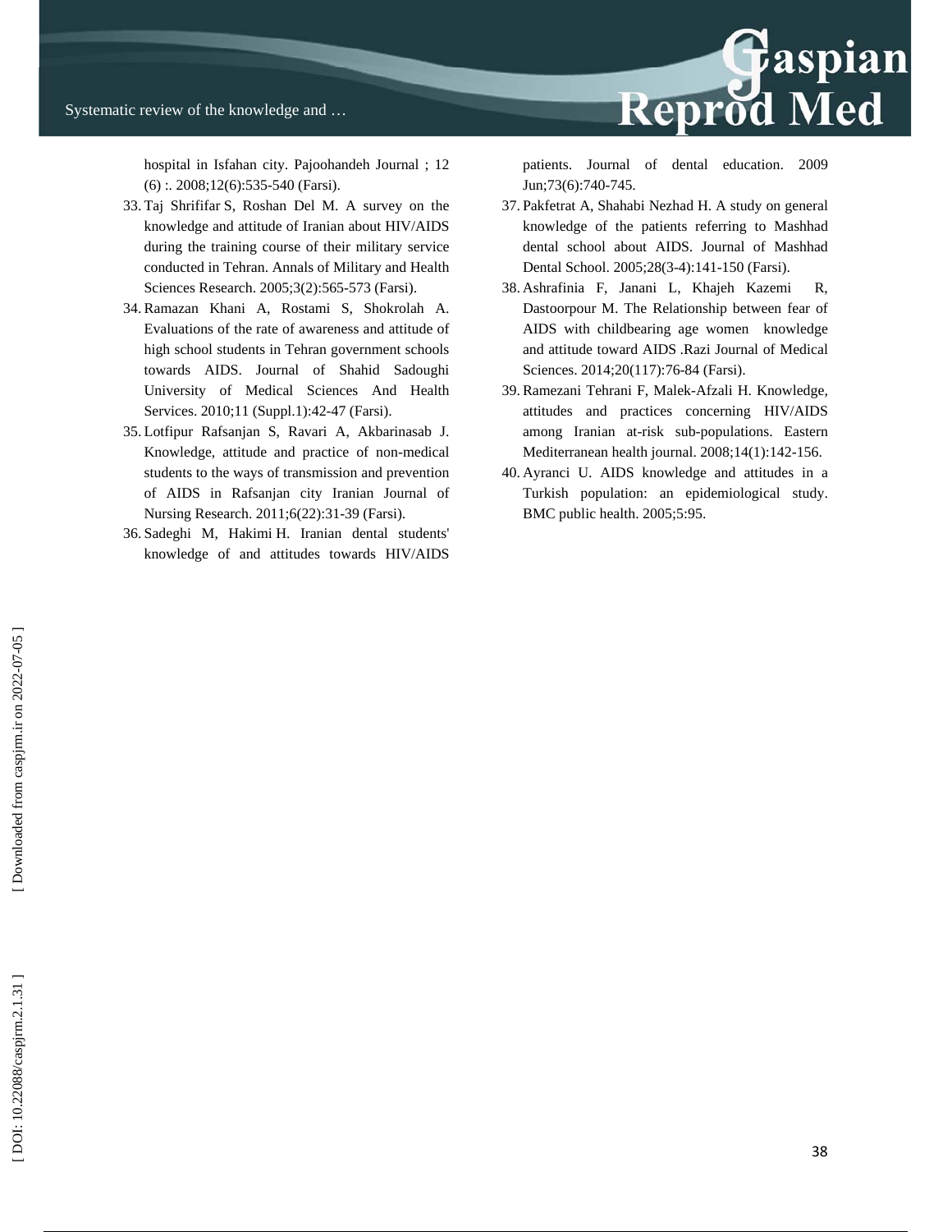hospital in Isfahan city. Pajoohandeh Journal ; 12 (6) :. 2008;12(6):535-540 (Farsi).

33. Taj Shrififar S, Roshan Del M. A survey on the knowledge and attitude of Iranian about HIV/AIDS during the training course of their military service conducted in Tehran. Annals of Military and Health Sciences Research. 2005;3(2):565-573 (Farsi).
34. Ramazan Khani A, Rostami S, Shokrolah A. Evaluations of the rate of awareness and attitude of high school students in Tehran government schools towards AIDS. Journal of Shahid Sadoughi University of Medical Sciences And Health Services. 2010;11 (Suppl.1):42-47 (Farsi).
35. Lotfipur Rafsanjan S, Ravari A, Akbarinasab J. Knowledge, attitude and practice of non-medical students to the ways of transmission and prevention of AIDS in Rafsanjan city Iranian Journal of Nursing Research. 2011;6(22):31-39 (Farsi).
36. Sadeghi M, Hakimi H. Iranian dental students' knowledge of and attitudes towards HIV/AIDS patients. Journal of dental education. 2009 Jun;73(6):740-745.
37. Pakfetrat A, Shahabi Nezhad H. A study on general knowledge of the patients referring to Mashhad dental school about AIDS. Journal of Mashhad Dental School. 2005;28(3-4):141-150 (Farsi).
38. Ashrafinia F, Janani L, Khajeh Kazemi R, Dastoorpour M. The Relationship between fear of AIDS with childbearing age women knowledge and attitude toward AIDS .Razi Journal of Medical Sciences. 2014;20(117):76-84 (Farsi).
39. Ramezani Tehrani F, Malek-Afzali H. Knowledge, attitudes and practices concerning HIV/AIDS among Iranian at-risk sub-populations. Eastern Mediterranean health journal. 2008;14(1):142-156.
40. Ayranci U. AIDS knowledge and attitudes in a Turkish population: an epidemiological study. BMC public health. 2005;5:95.